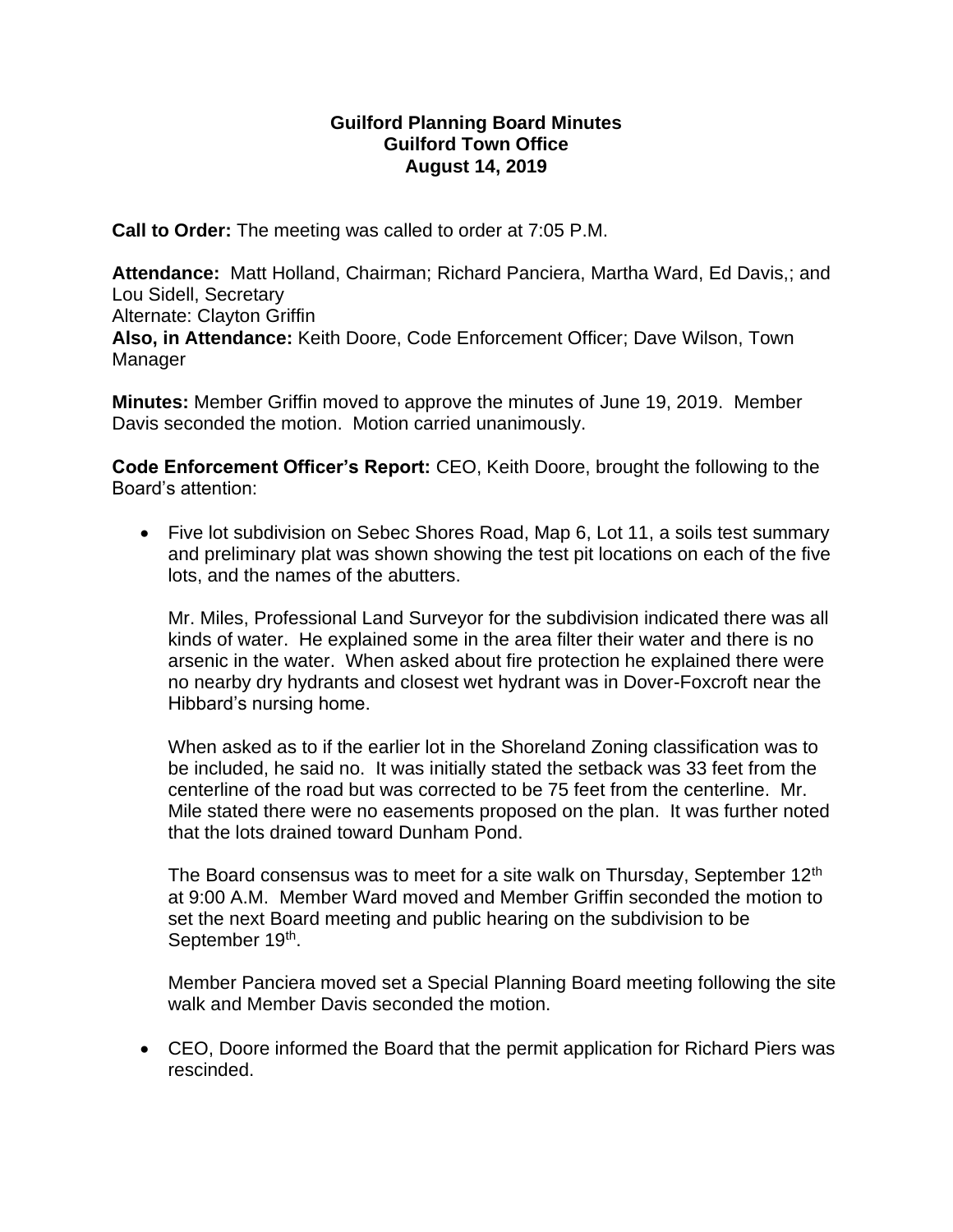**Guilford Planning Board Minutes**
**Guilford Town Office**
**August 14, 2019**

**Call to Order:** The meeting was called to order at 7:05 P.M.

**Attendance:** Matt Holland, Chairman; Richard Panciera, Martha Ward, Ed Davis,; and Lou Sidell, Secretary
Alternate: Clayton Griffin
**Also, in Attendance:** Keith Doore, Code Enforcement Officer; Dave Wilson, Town Manager

**Minutes:** Member Griffin moved to approve the minutes of June 19, 2019. Member Davis seconded the motion. Motion carried unanimously.

**Code Enforcement Officer's Report:** CEO, Keith Doore, brought the following to the Board's attention:

- Five lot subdivision on Sebec Shores Road, Map 6, Lot 11, a soils test summary and preliminary plat was shown showing the test pit locations on each of the five lots, and the names of the abutters.

  Mr. Miles, Professional Land Surveyor for the subdivision indicated there was all kinds of water. He explained some in the area filter their water and there is no arsenic in the water. When asked about fire protection he explained there were no nearby dry hydrants and closest wet hydrant was in Dover-Foxcroft near the Hibbard's nursing home.

  When asked as to if the earlier lot in the Shoreland Zoning classification was to be included, he said no. It was initially stated the setback was 33 feet from the centerline of the road but was corrected to be 75 feet from the centerline. Mr. Mile stated there were no easements proposed on the plan. It was further noted that the lots drained toward Dunham Pond.

  The Board consensus was to meet for a site walk on Thursday, September 12th at 9:00 A.M. Member Ward moved and Member Griffin seconded the motion to set the next Board meeting and public hearing on the subdivision to be September 19th.

  Member Panciera moved set a Special Planning Board meeting following the site walk and Member Davis seconded the motion.

- CEO, Doore informed the Board that the permit application for Richard Piers was rescinded.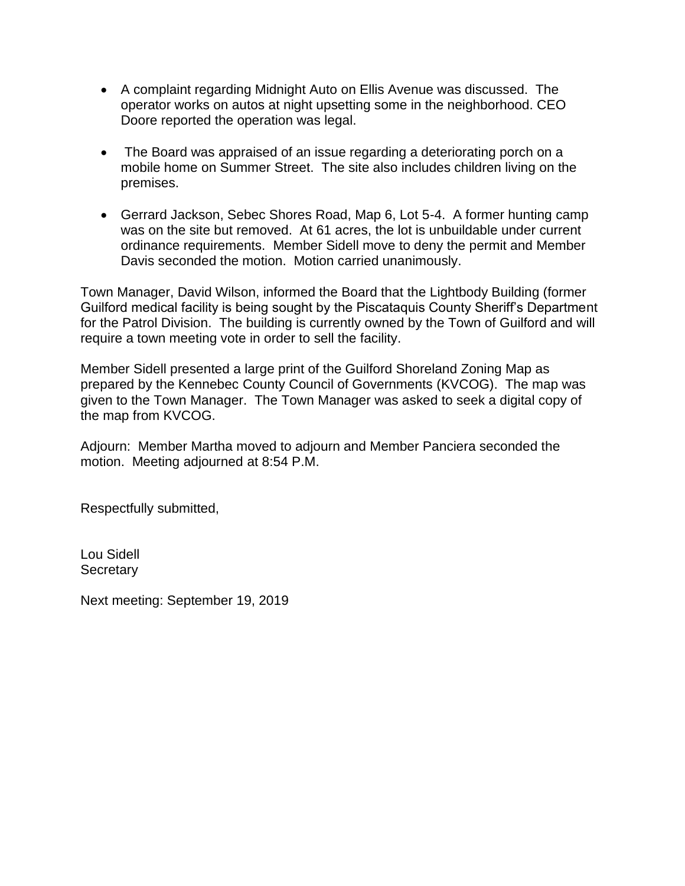- A complaint regarding Midnight Auto on Ellis Avenue was discussed. The operator works on autos at night upsetting some in the neighborhood. CEO Doore reported the operation was legal.

- The Board was appraised of an issue regarding a deteriorating porch on a mobile home on Summer Street. The site also includes children living on the premises.

- Gerrard Jackson, Sebec Shores Road, Map 6, Lot 5-4. A former hunting camp was on the site but removed. At 61 acres, the lot is unbuildable under current ordinance requirements. Member Sidell move to deny the permit and Member Davis seconded the motion. Motion carried unanimously.

Town Manager, David Wilson, informed the Board that the Lightbody Building (former Guilford medical facility is being sought by the Piscataquis County Sheriff's Department for the Patrol Division. The building is currently owned by the Town of Guilford and will require a town meeting vote in order to sell the facility.

Member Sidell presented a large print of the Guilford Shoreland Zoning Map as prepared by the Kennebec County Council of Governments (KVCOG). The map was given to the Town Manager. The Town Manager was asked to seek a digital copy of the map from KVCOG.

Adjourn: Member Martha moved to adjourn and Member Panciera seconded the motion. Meeting adjourned at 8:54 P.M.

Respectfully submitted,

Lou Sidell
Secretary

Next meeting: September 19, 2019